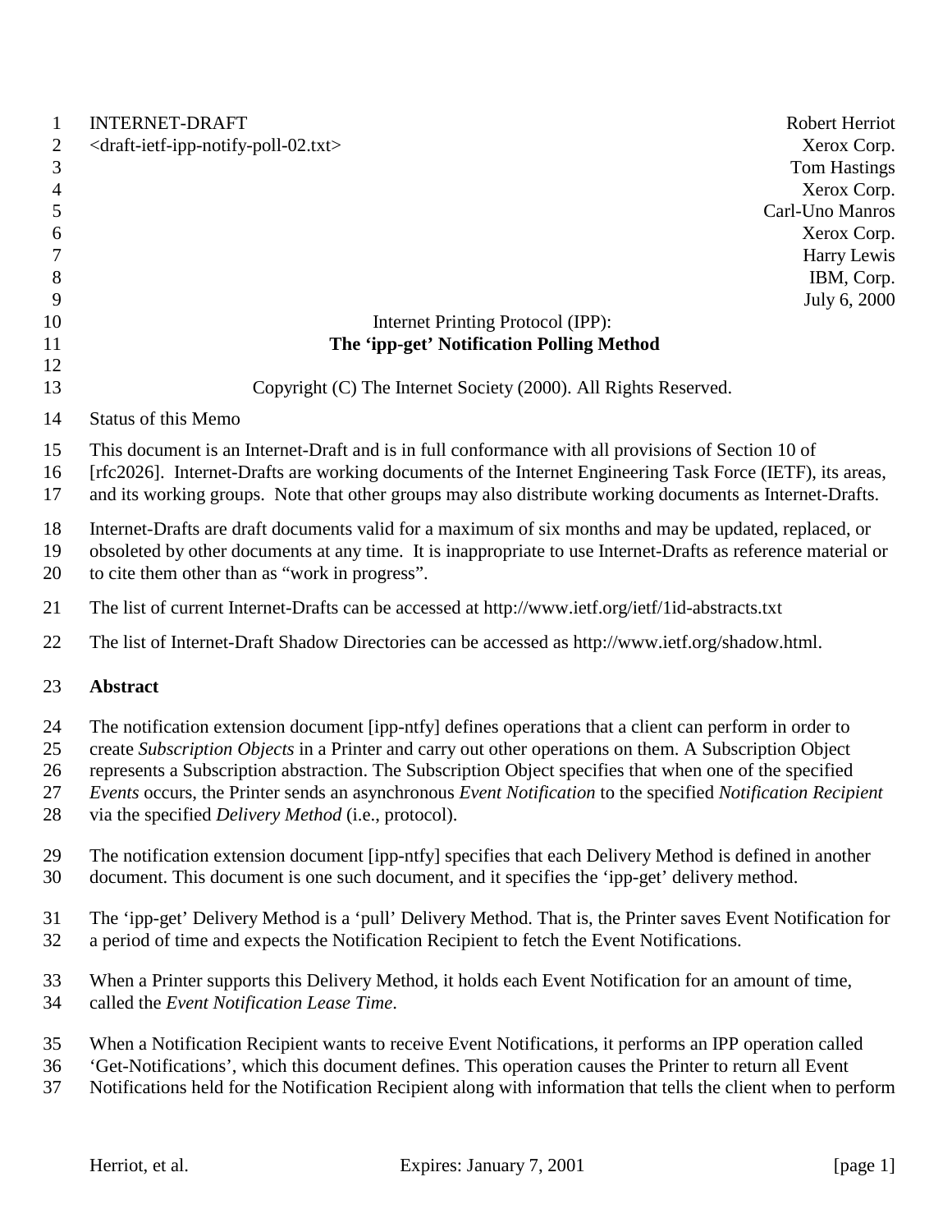INTERNET-DRAFT
<draft-ietf-ipp-notify-poll-02.txt>

Robert Herriot
Xerox Corp.
Tom Hastings
Xerox Corp.
Carl-Uno Manros
Xerox Corp.
Harry Lewis
IBM, Corp.
July 6, 2000

# Internet Printing Protocol (IPP): **The 'ipp-get' Notification Polling Method**

Copyright (C) The Internet Society (2000). All Rights Reserved.

Status of this Memo

This document is an Internet-Draft and is in full conformance with all provisions of Section 10 of [rfc2026]. Internet-Drafts are working documents of the Internet Engineering Task Force (IETF), its areas, and its working groups. Note that other groups may also distribute working documents as Internet-Drafts.

Internet-Drafts are draft documents valid for a maximum of six months and may be updated, replaced, or obsoleted by other documents at any time. It is inappropriate to use Internet-Drafts as reference material or to cite them other than as "work in progress".

The list of current Internet-Drafts can be accessed at http://www.ietf.org/ietf/1id-abstracts.txt

The list of Internet-Draft Shadow Directories can be accessed as http://www.ietf.org/shadow.html.

## Abstract

The notification extension document [ipp-ntfy] defines operations that a client can perform in order to create *Subscription Objects* in a Printer and carry out other operations on them. A Subscription Object represents a Subscription abstraction. The Subscription Object specifies that when one of the specified *Events* occurs, the Printer sends an asynchronous *Event Notification* to the specified *Notification Recipient* via the specified *Delivery Method* (i.e., protocol).

The notification extension document [ipp-ntfy] specifies that each Delivery Method is defined in another document. This document is one such document, and it specifies the 'ipp-get' delivery method.

The 'ipp-get' Delivery Method is a 'pull' Delivery Method. That is, the Printer saves Event Notification for a period of time and expects the Notification Recipient to fetch the Event Notifications.

When a Printer supports this Delivery Method, it holds each Event Notification for an amount of time, called the *Event Notification Lease Time*.

When a Notification Recipient wants to receive Event Notifications, it performs an IPP operation called 'Get-Notifications', which this document defines. This operation causes the Printer to return all Event Notifications held for the Notification Recipient along with information that tells the client when to perform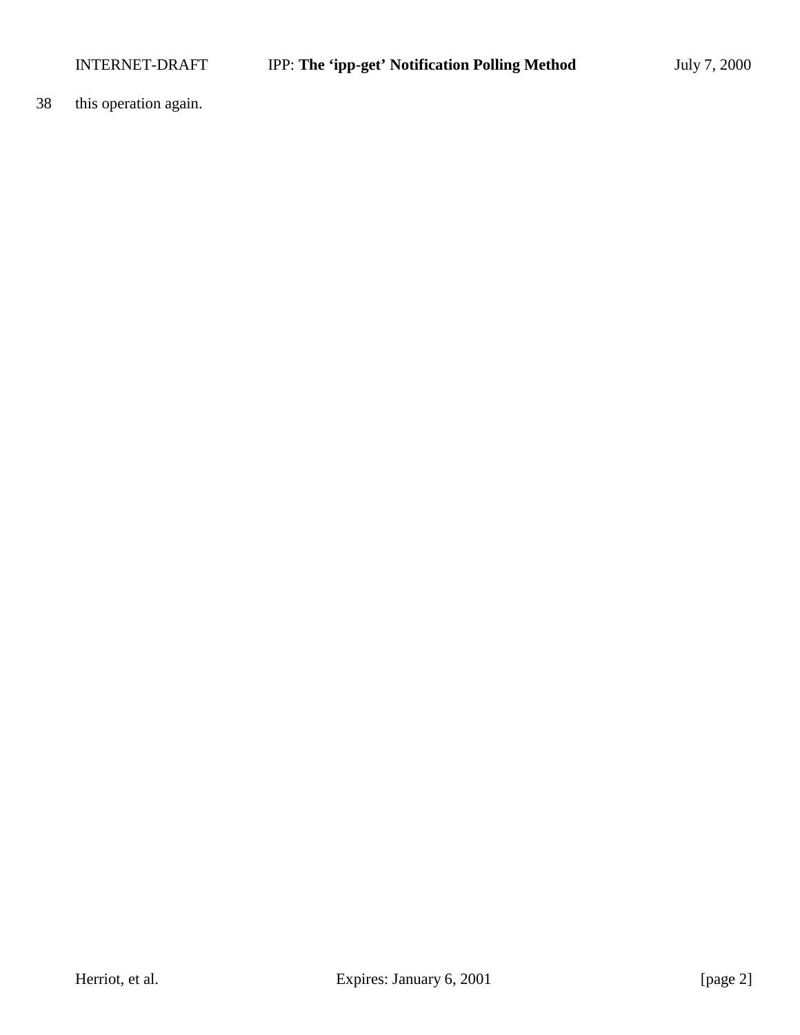this operation again.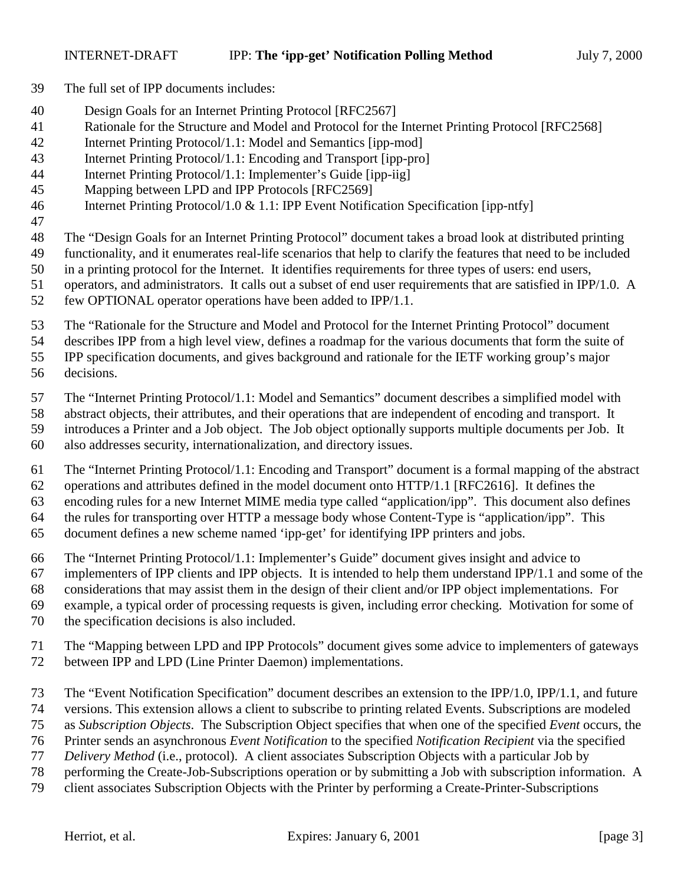The full set of IPP documents includes:

- Design Goals for an Internet Printing Protocol [RFC2567]
- Rationale for the Structure and Model and Protocol for the Internet Printing Protocol [RFC2568]
- Internet Printing Protocol/1.1: Model and Semantics [ipp-mod]
- Internet Printing Protocol/1.1: Encoding and Transport [ipp-pro]
- Internet Printing Protocol/1.1: Implementer's Guide [ipp-iig]
- Mapping between LPD and IPP Protocols [RFC2569]
- Internet Printing Protocol/1.0 & 1.1: IPP Event Notification Specification [ipp-ntfy]

The "Design Goals for an Internet Printing Protocol" document takes a broad look at distributed printing functionality, and it enumerates real-life scenarios that help to clarify the features that need to be included in a printing protocol for the Internet. It identifies requirements for three types of users: end users, operators, and administrators. It calls out a subset of end user requirements that are satisfied in IPP/1.0. A few OPTIONAL operator operations have been added to IPP/1.1.

The "Rationale for the Structure and Model and Protocol for the Internet Printing Protocol" document describes IPP from a high level view, defines a roadmap for the various documents that form the suite of IPP specification documents, and gives background and rationale for the IETF working group's major decisions.

The "Internet Printing Protocol/1.1: Model and Semantics" document describes a simplified model with abstract objects, their attributes, and their operations that are independent of encoding and transport. It introduces a Printer and a Job object. The Job object optionally supports multiple documents per Job. It also addresses security, internationalization, and directory issues.

The "Internet Printing Protocol/1.1: Encoding and Transport" document is a formal mapping of the abstract operations and attributes defined in the model document onto HTTP/1.1 [RFC2616]. It defines the encoding rules for a new Internet MIME media type called "application/ipp". This document also defines the rules for transporting over HTTP a message body whose Content-Type is "application/ipp". This document defines a new scheme named 'ipp-get' for identifying IPP printers and jobs.

The "Internet Printing Protocol/1.1: Implementer's Guide" document gives insight and advice to implementers of IPP clients and IPP objects. It is intended to help them understand IPP/1.1 and some of the considerations that may assist them in the design of their client and/or IPP object implementations. For example, a typical order of processing requests is given, including error checking. Motivation for some of the specification decisions is also included.

The "Mapping between LPD and IPP Protocols" document gives some advice to implementers of gateways between IPP and LPD (Line Printer Daemon) implementations.

The "Event Notification Specification" document describes an extension to the IPP/1.0, IPP/1.1, and future versions. This extension allows a client to subscribe to printing related Events. Subscriptions are modeled as *Subscription Objects*. The Subscription Object specifies that when one of the specified *Event* occurs, the Printer sends an asynchronous *Event Notification* to the specified *Notification Recipient* via the specified *Delivery Method* (i.e., protocol). A client associates Subscription Objects with a particular Job by performing the Create-Job-Subscriptions operation or by submitting a Job with subscription information. A client associates Subscription Objects with the Printer by performing a Create-Printer-Subscriptions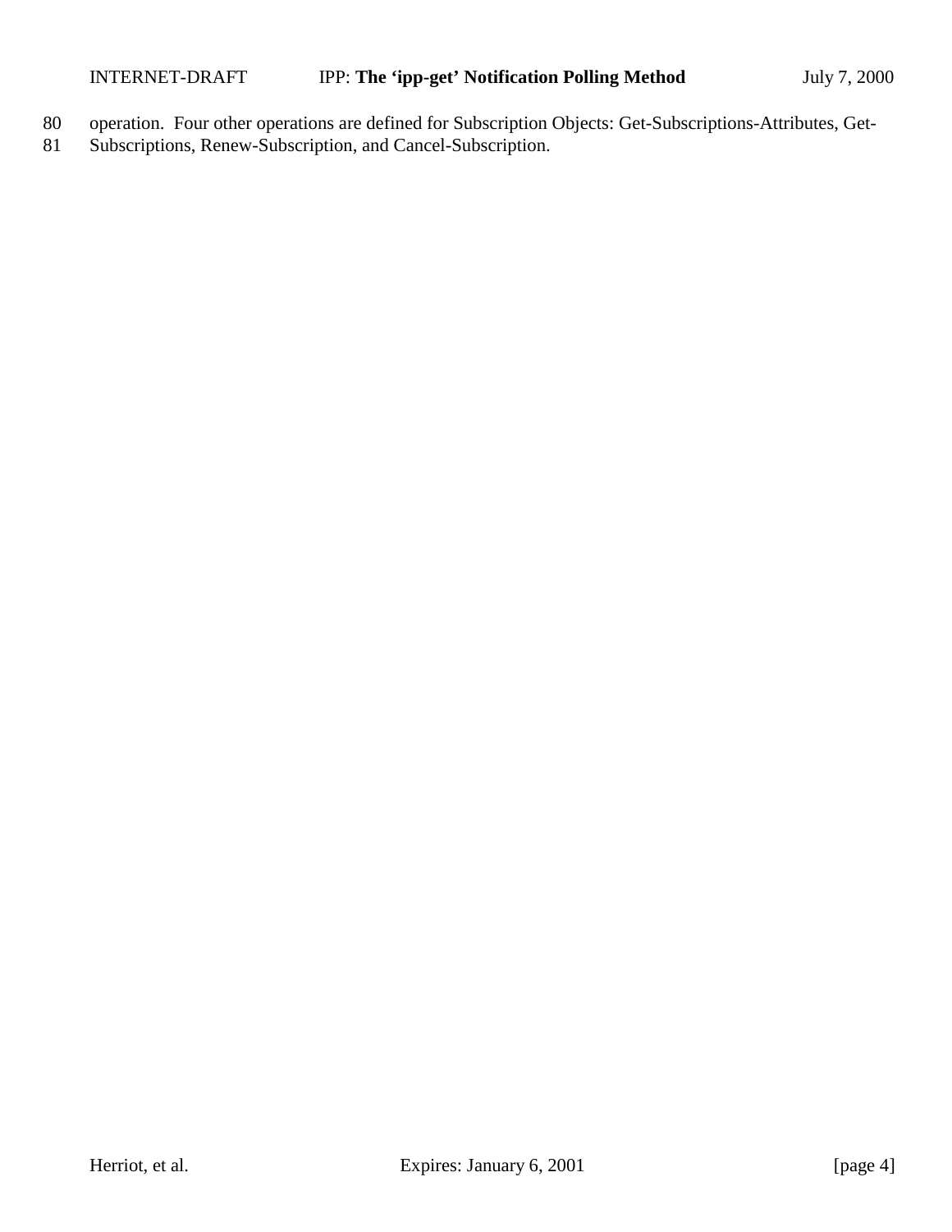operation. Four other operations are defined for Subscription Objects: Get-Subscriptions-Attributes, Get-Subscriptions, Renew-Subscription, and Cancel-Subscription.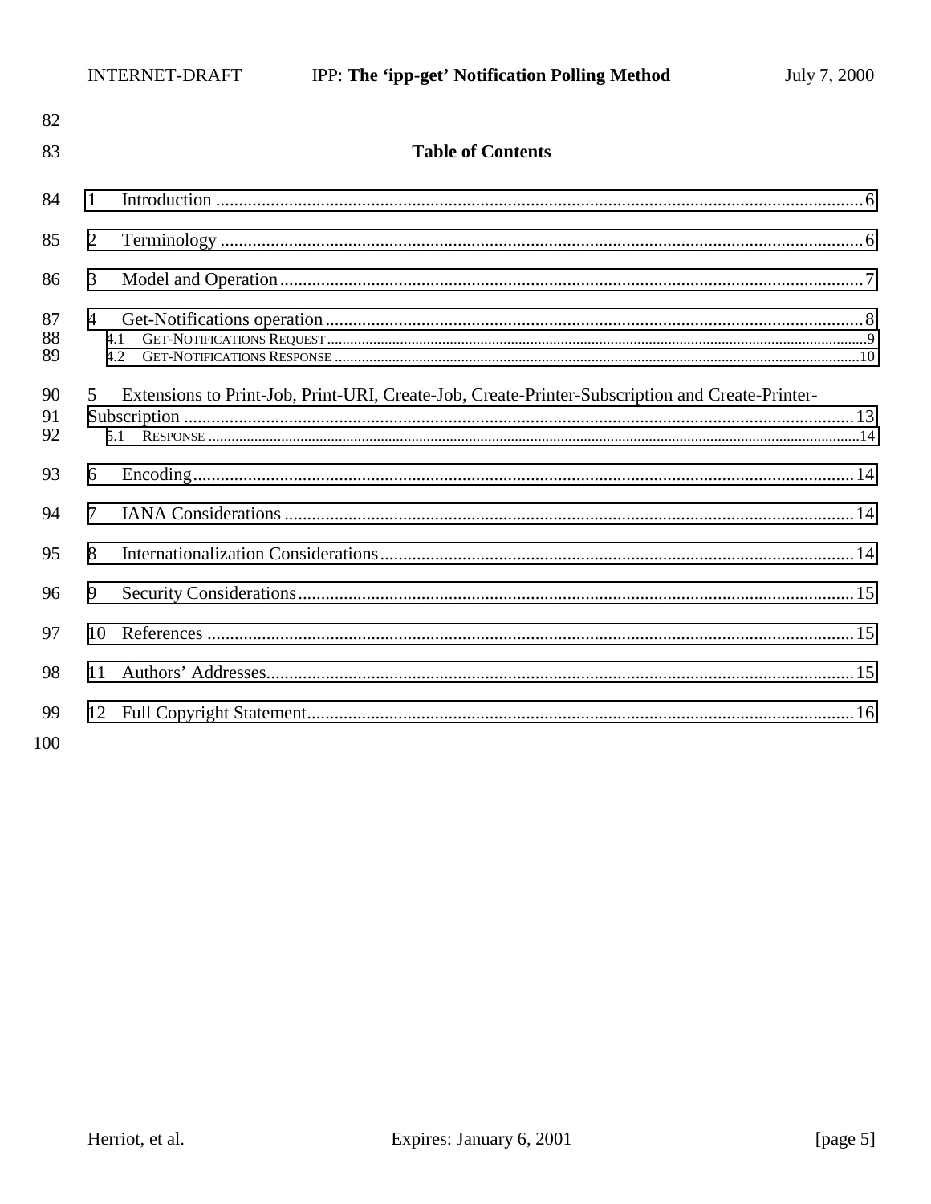## Table of Contents

1 Introduction ............................................................................................................................................. 6

2 Terminology ............................................................................................................................................ 6

3 Model and Operation ................................................................................................................................ 7

4 Get-Notifications operation ...................................................................................................................... 8
   4.1 GET-NOTIFICATIONS REQUEST ........................................................................................................... 9
   4.2 GET-NOTIFICATIONS RESPONSE ........................................................................................................ 10

5 Extensions to Print-Job, Print-URI, Create-Job, Create-Printer-Subscription and Create-Printer-Subscription ................................................................................................................................ 13
   5.1 RESPONSE ........................................................................................................................................ 14

6 Encoding ................................................................................................................................................ 14

7 IANA Considerations .............................................................................................................................. 14

8 Internationalization Considerations ......................................................................................................... 14

9 Security Considerations ........................................................................................................................... 15

10 References ............................................................................................................................................. 15

11 Authors' Addresses .................................................................................................................................. 15

12 Full Copyright Statement ......................................................................................................................... 16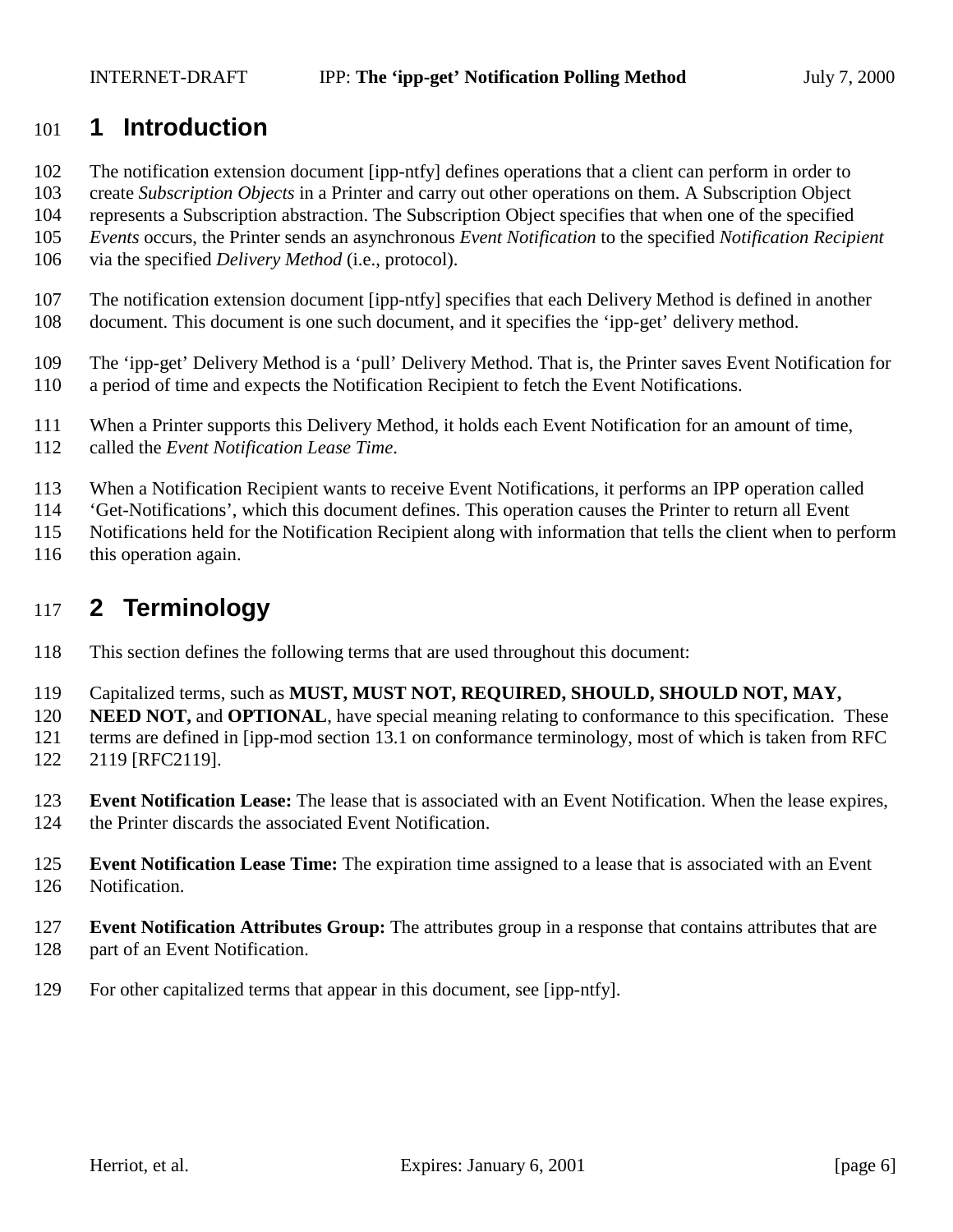# 1 Introduction

The notification extension document [ipp-ntfy] defines operations that a client can perform in order to create *Subscription Objects* in a Printer and carry out other operations on them. A Subscription Object represents a Subscription abstraction. The Subscription Object specifies that when one of the specified *Events* occurs, the Printer sends an asynchronous *Event Notification* to the specified *Notification Recipient* via the specified *Delivery Method* (i.e., protocol).

The notification extension document [ipp-ntfy] specifies that each Delivery Method is defined in another document. This document is one such document, and it specifies the 'ipp-get' delivery method.

The 'ipp-get' Delivery Method is a 'pull' Delivery Method. That is, the Printer saves Event Notification for a period of time and expects the Notification Recipient to fetch the Event Notifications.

When a Printer supports this Delivery Method, it holds each Event Notification for an amount of time, called the *Event Notification Lease Time*.

When a Notification Recipient wants to receive Event Notifications, it performs an IPP operation called 'Get-Notifications', which this document defines. This operation causes the Printer to return all Event Notifications held for the Notification Recipient along with information that tells the client when to perform this operation again.

# 2 Terminology

This section defines the following terms that are used throughout this document:

Capitalized terms, such as **MUST, MUST NOT, REQUIRED, SHOULD, SHOULD NOT, MAY, NEED NOT,** and **OPTIONAL**, have special meaning relating to conformance to this specification. These terms are defined in [ipp-mod section 13.1 on conformance terminology, most of which is taken from RFC 2119 [RFC2119].

**Event Notification Lease:** The lease that is associated with an Event Notification. When the lease expires, the Printer discards the associated Event Notification.

**Event Notification Lease Time:** The expiration time assigned to a lease that is associated with an Event Notification.

**Event Notification Attributes Group:** The attributes group in a response that contains attributes that are part of an Event Notification.

For other capitalized terms that appear in this document, see [ipp-ntfy].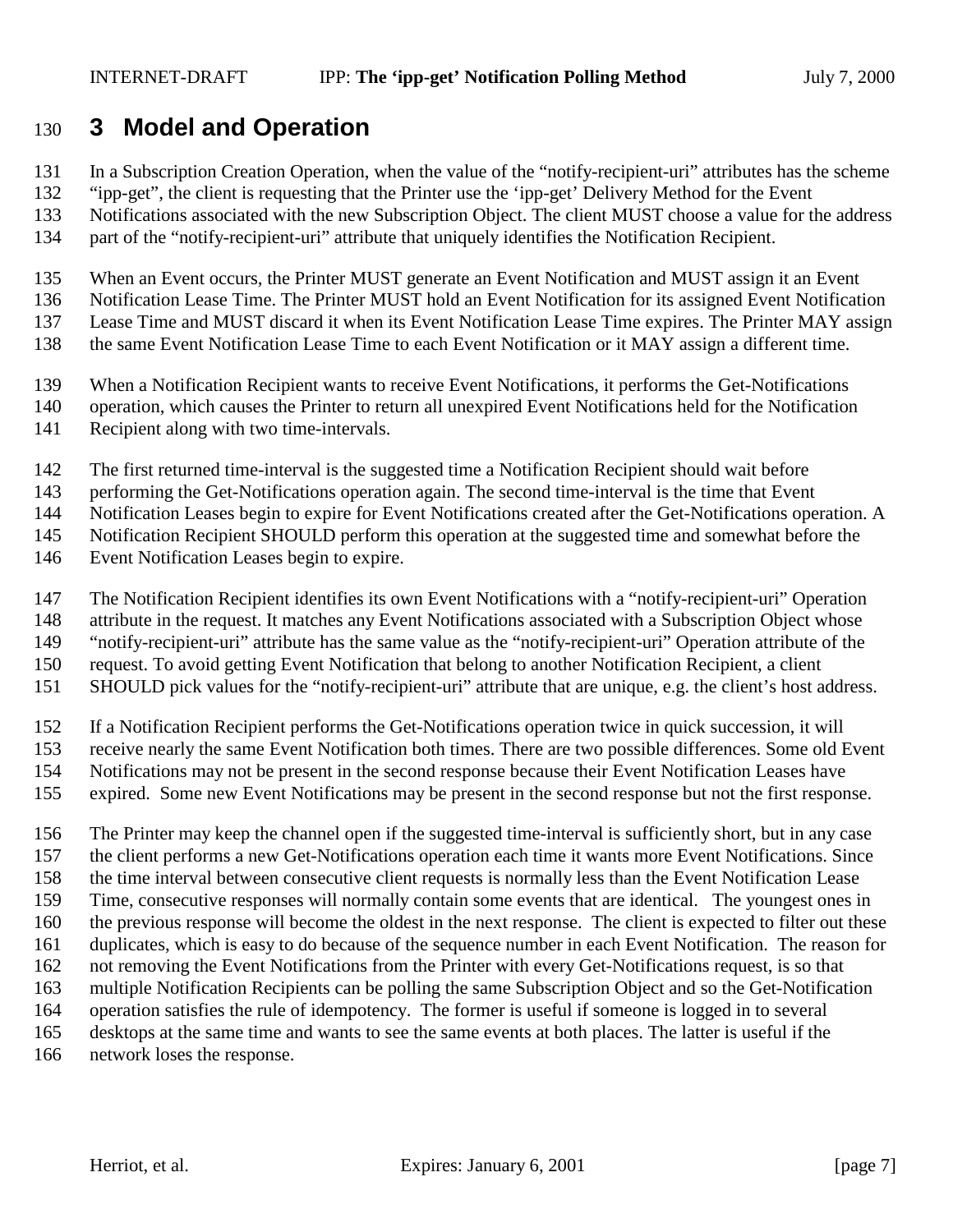# 3 Model and Operation

In a Subscription Creation Operation, when the value of the “notify-recipient-uri” attributes has the scheme “ipp-get”, the client is requesting that the Printer use the ‘ipp-get’ Delivery Method for the Event Notifications associated with the new Subscription Object. The client MUST choose a value for the address part of the “notify-recipient-uri” attribute that uniquely identifies the Notification Recipient.

When an Event occurs, the Printer MUST generate an Event Notification and MUST assign it an Event Notification Lease Time. The Printer MUST hold an Event Notification for its assigned Event Notification Lease Time and MUST discard it when its Event Notification Lease Time expires. The Printer MAY assign the same Event Notification Lease Time to each Event Notification or it MAY assign a different time.

When a Notification Recipient wants to receive Event Notifications, it performs the Get-Notifications operation, which causes the Printer to return all unexpired Event Notifications held for the Notification Recipient along with two time-intervals.

The first returned time-interval is the suggested time a Notification Recipient should wait before performing the Get-Notifications operation again. The second time-interval is the time that Event Notification Leases begin to expire for Event Notifications created after the Get-Notifications operation. A Notification Recipient SHOULD perform this operation at the suggested time and somewhat before the Event Notification Leases begin to expire.

The Notification Recipient identifies its own Event Notifications with a “notify-recipient-uri” Operation attribute in the request. It matches any Event Notifications associated with a Subscription Object whose “notify-recipient-uri” attribute has the same value as the “notify-recipient-uri” Operation attribute of the request. To avoid getting Event Notification that belong to another Notification Recipient, a client SHOULD pick values for the “notify-recipient-uri” attribute that are unique, e.g. the client’s host address.

If a Notification Recipient performs the Get-Notifications operation twice in quick succession, it will receive nearly the same Event Notification both times. There are two possible differences. Some old Event Notifications may not be present in the second response because their Event Notification Leases have expired. Some new Event Notifications may be present in the second response but not the first response.

The Printer may keep the channel open if the suggested time-interval is sufficiently short, but in any case the client performs a new Get-Notifications operation each time it wants more Event Notifications. Since the time interval between consecutive client requests is normally less than the Event Notification Lease Time, consecutive responses will normally contain some events that are identical. The youngest ones in the previous response will become the oldest in the next response. The client is expected to filter out these duplicates, which is easy to do because of the sequence number in each Event Notification. The reason for not removing the Event Notifications from the Printer with every Get-Notifications request, is so that multiple Notification Recipients can be polling the same Subscription Object and so the Get-Notification operation satisfies the rule of idempotency. The former is useful if someone is logged in to several desktops at the same time and wants to see the same events at both places. The latter is useful if the network loses the response.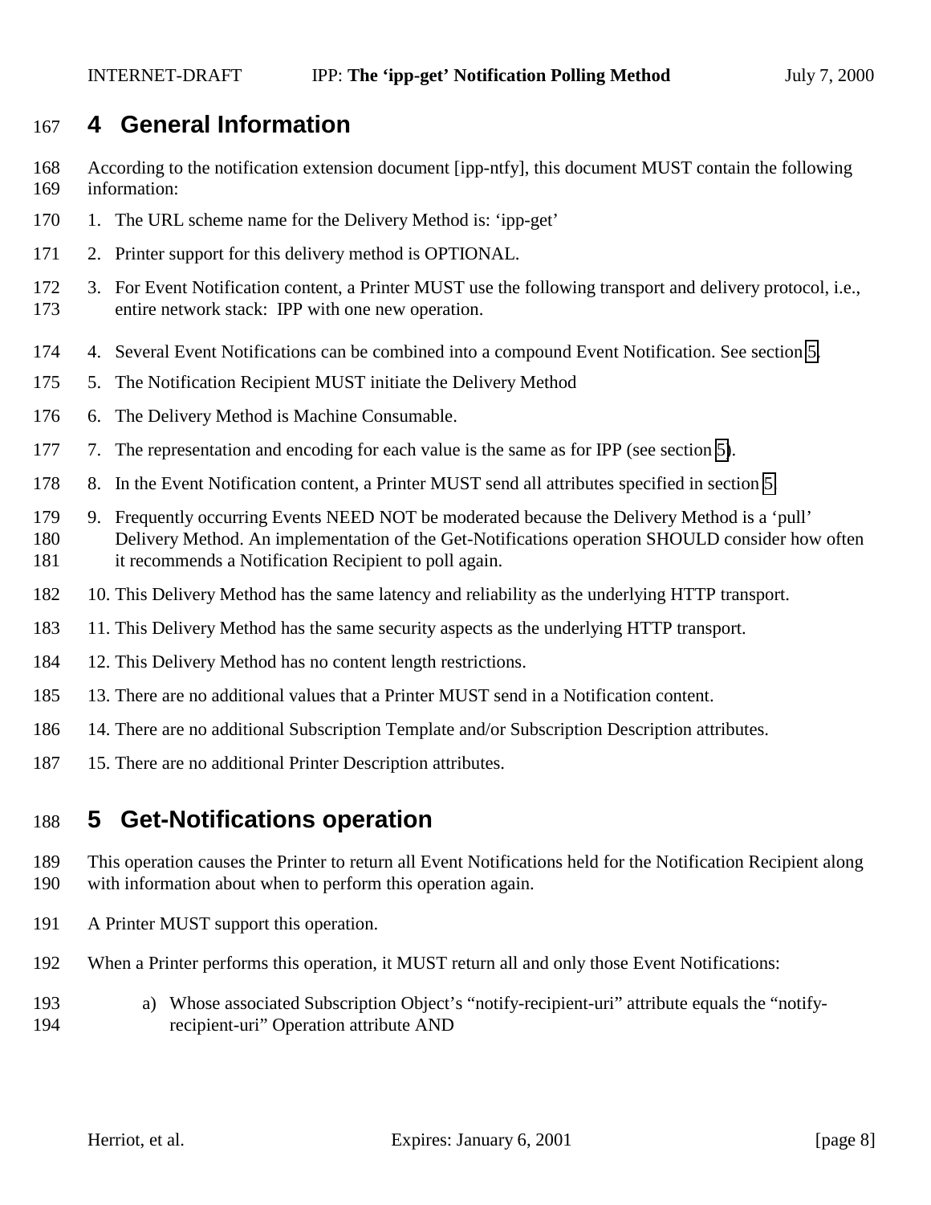# 4 General Information

According to the notification extension document [ipp-ntfy], this document MUST contain the following information:

1. The URL scheme name for the Delivery Method is: 'ipp-get'
2. Printer support for this delivery method is OPTIONAL.
3. For Event Notification content, a Printer MUST use the following transport and delivery protocol, i.e., entire network stack: IPP with one new operation.
4. Several Event Notifications can be combined into a compound Event Notification. See section 5.
5. The Notification Recipient MUST initiate the Delivery Method
6. The Delivery Method is Machine Consumable.
7. The representation and encoding for each value is the same as for IPP (see section 5).
8. In the Event Notification content, a Printer MUST send all attributes specified in section 5.
9. Frequently occurring Events NEED NOT be moderated because the Delivery Method is a 'pull' Delivery Method. An implementation of the Get-Notifications operation SHOULD consider how often it recommends a Notification Recipient to poll again.
10. This Delivery Method has the same latency and reliability as the underlying HTTP transport.
11. This Delivery Method has the same security aspects as the underlying HTTP transport.
12. This Delivery Method has no content length restrictions.
13. There are no additional values that a Printer MUST send in a Notification content.
14. There are no additional Subscription Template and/or Subscription Description attributes.
15. There are no additional Printer Description attributes.

# 5 Get-Notifications operation

This operation causes the Printer to return all Event Notifications held for the Notification Recipient along with information about when to perform this operation again.

A Printer MUST support this operation.

When a Printer performs this operation, it MUST return all and only those Event Notifications:

a) Whose associated Subscription Object's "notify-recipient-uri" attribute equals the "notify-recipient-uri" Operation attribute AND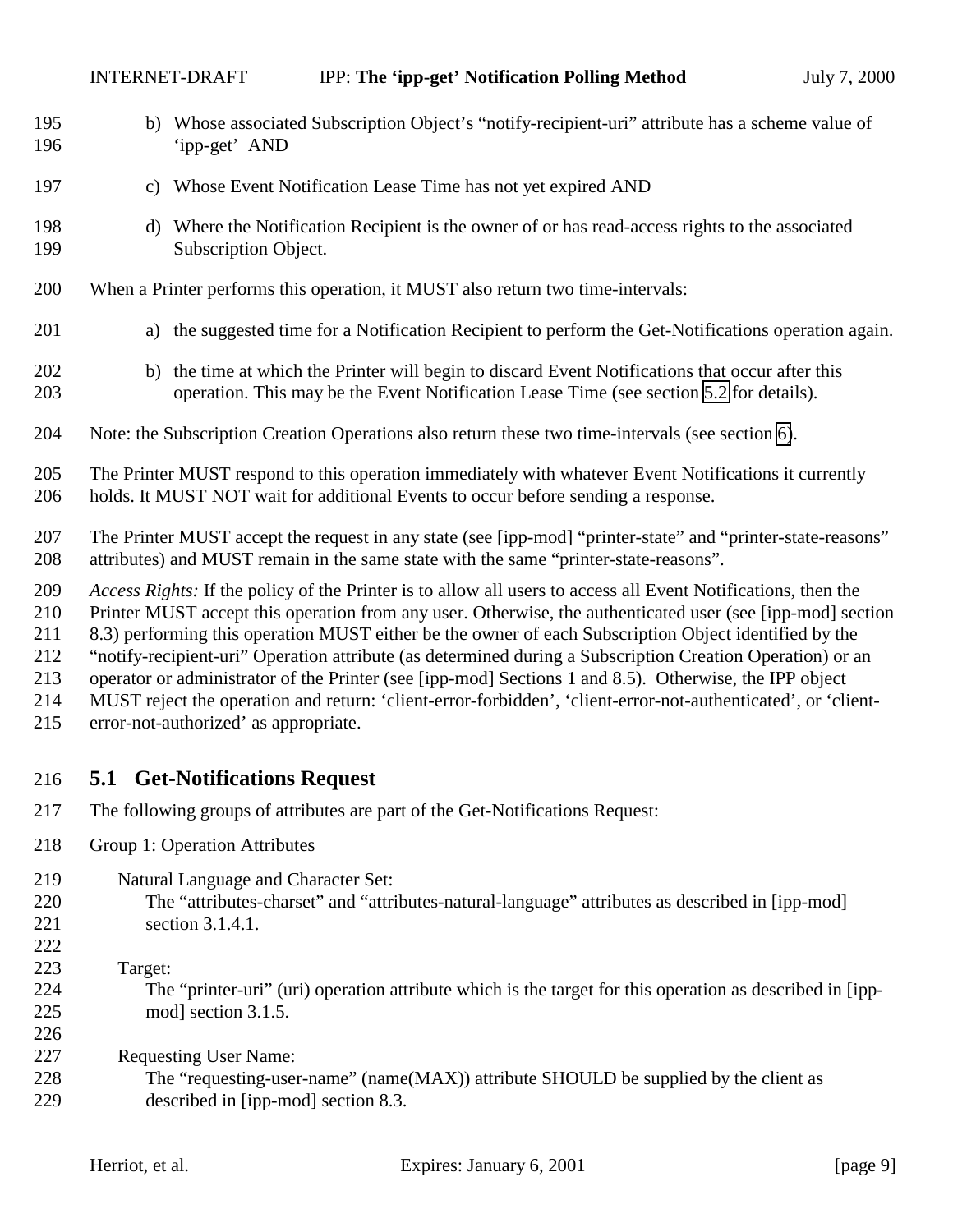b) Whose associated Subscription Object's "notify-recipient-uri" attribute has a scheme value of 'ipp-get' AND

c) Whose Event Notification Lease Time has not yet expired AND

d) Where the Notification Recipient is the owner of or has read-access rights to the associated Subscription Object.

When a Printer performs this operation, it MUST also return two time-intervals:

a) the suggested time for a Notification Recipient to perform the Get-Notifications operation again.

b) the time at which the Printer will begin to discard Event Notifications that occur after this operation. This may be the Event Notification Lease Time (see section 5.2 for details).

Note: the Subscription Creation Operations also return these two time-intervals (see section 6).

The Printer MUST respond to this operation immediately with whatever Event Notifications it currently holds. It MUST NOT wait for additional Events to occur before sending a response.

The Printer MUST accept the request in any state (see [ipp-mod] "printer-state" and "printer-state-reasons" attributes) and MUST remain in the same state with the same "printer-state-reasons".

*Access Rights:* If the policy of the Printer is to allow all users to access all Event Notifications, then the Printer MUST accept this operation from any user. Otherwise, the authenticated user (see [ipp-mod] section 8.3) performing this operation MUST either be the owner of each Subscription Object identified by the "notify-recipient-uri" Operation attribute (as determined during a Subscription Creation Operation) or an operator or administrator of the Printer (see [ipp-mod] Sections 1 and 8.5). Otherwise, the IPP object MUST reject the operation and return: 'client-error-forbidden', 'client-error-not-authenticated', or 'client-error-not-authorized' as appropriate.

## 5.1 Get-Notifications Request

The following groups of attributes are part of the Get-Notifications Request:

Group 1: Operation Attributes

Natural Language and Character Set:
The "attributes-charset" and "attributes-natural-language" attributes as described in [ipp-mod] section 3.1.4.1.

Target:
The "printer-uri" (uri) operation attribute which is the target for this operation as described in [ipp-mod] section 3.1.5.

Requesting User Name:
The "requesting-user-name" (name(MAX)) attribute SHOULD be supplied by the client as described in [ipp-mod] section 8.3.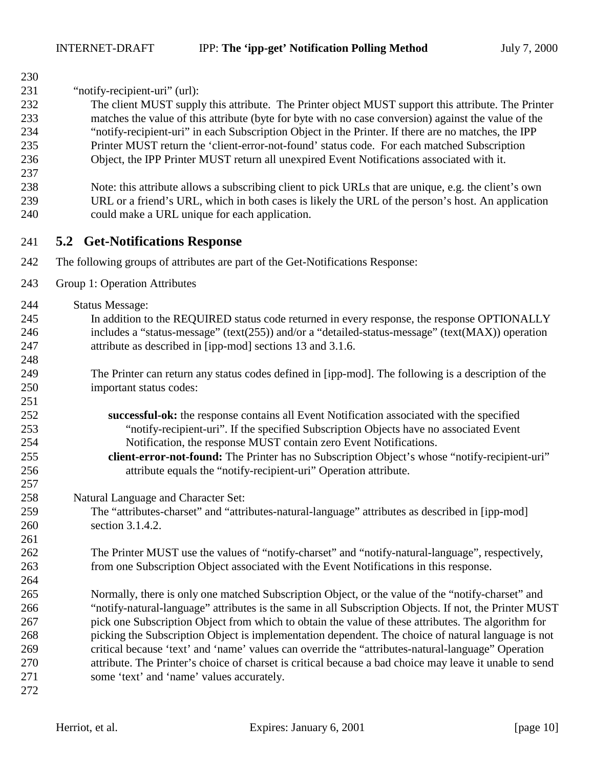"notify-recipient-uri" (url):

The client MUST supply this attribute. The Printer object MUST support this attribute. The Printer matches the value of this attribute (byte for byte with no case conversion) against the value of the "notify-recipient-uri" in each Subscription Object in the Printer. If there are no matches, the IPP Printer MUST return the 'client-error-not-found' status code. For each matched Subscription Object, the IPP Printer MUST return all unexpired Event Notifications associated with it.

Note: this attribute allows a subscribing client to pick URLs that are unique, e.g. the client's own URL or a friend's URL, which in both cases is likely the URL of the person's host. An application could make a URL unique for each application.

## 5.2 Get-Notifications Response

The following groups of attributes are part of the Get-Notifications Response:

Group 1: Operation Attributes

Status Message:

In addition to the REQUIRED status code returned in every response, the response OPTIONALLY includes a "status-message" (text(255)) and/or a "detailed-status-message" (text(MAX)) operation attribute as described in [ipp-mod] sections 13 and 3.1.6.

The Printer can return any status codes defined in [ipp-mod]. The following is a description of the important status codes:

**successful-ok:** the response contains all Event Notification associated with the specified "notify-recipient-uri". If the specified Subscription Objects have no associated Event Notification, the response MUST contain zero Event Notifications.

**client-error-not-found:** The Printer has no Subscription Object's whose "notify-recipient-uri" attribute equals the "notify-recipient-uri" Operation attribute.

Natural Language and Character Set:

The "attributes-charset" and "attributes-natural-language" attributes as described in [ipp-mod] section 3.1.4.2.

The Printer MUST use the values of "notify-charset" and "notify-natural-language", respectively, from one Subscription Object associated with the Event Notifications in this response.

Normally, there is only one matched Subscription Object, or the value of the "notify-charset" and "notify-natural-language" attributes is the same in all Subscription Objects. If not, the Printer MUST pick one Subscription Object from which to obtain the value of these attributes. The algorithm for picking the Subscription Object is implementation dependent. The choice of natural language is not critical because 'text' and 'name' values can override the "attributes-natural-language" Operation attribute. The Printer's choice of charset is critical because a bad choice may leave it unable to send some 'text' and 'name' values accurately.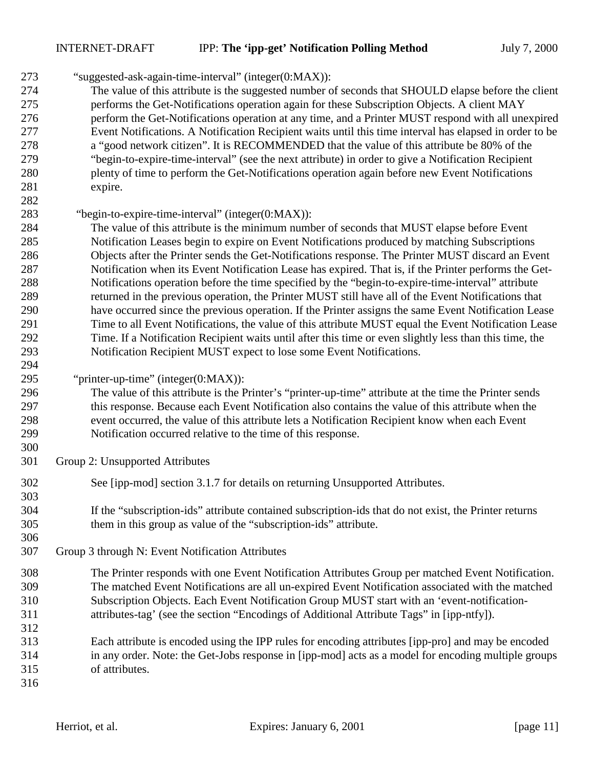"suggested-ask-again-time-interval" (integer(0:MAX)):

The value of this attribute is the suggested number of seconds that SHOULD elapse before the client performs the Get-Notifications operation again for these Subscription Objects. A client MAY perform the Get-Notifications operation at any time, and a Printer MUST respond with all unexpired Event Notifications. A Notification Recipient waits until this time interval has elapsed in order to be a "good network citizen". It is RECOMMENDED that the value of this attribute be 80% of the "begin-to-expire-time-interval" (see the next attribute) in order to give a Notification Recipient plenty of time to perform the Get-Notifications operation again before new Event Notifications expire.

"begin-to-expire-time-interval" (integer(0:MAX)):

The value of this attribute is the minimum number of seconds that MUST elapse before Event Notification Leases begin to expire on Event Notifications produced by matching Subscriptions Objects after the Printer sends the Get-Notifications response. The Printer MUST discard an Event Notification when its Event Notification Lease has expired. That is, if the Printer performs the Get-Notifications operation before the time specified by the "begin-to-expire-time-interval" attribute returned in the previous operation, the Printer MUST still have all of the Event Notifications that have occurred since the previous operation. If the Printer assigns the same Event Notification Lease Time to all Event Notifications, the value of this attribute MUST equal the Event Notification Lease Time. If a Notification Recipient waits until after this time or even slightly less than this time, the Notification Recipient MUST expect to lose some Event Notifications.

"printer-up-time" (integer(0:MAX)):

The value of this attribute is the Printer's "printer-up-time" attribute at the time the Printer sends this response. Because each Event Notification also contains the value of this attribute when the event occurred, the value of this attribute lets a Notification Recipient know when each Event Notification occurred relative to the time of this response.

Group 2: Unsupported Attributes

See [ipp-mod] section 3.1.7 for details on returning Unsupported Attributes.

If the "subscription-ids" attribute contained subscription-ids that do not exist, the Printer returns them in this group as value of the "subscription-ids" attribute.

Group 3 through N: Event Notification Attributes

The Printer responds with one Event Notification Attributes Group per matched Event Notification. The matched Event Notifications are all un-expired Event Notification associated with the matched Subscription Objects. Each Event Notification Group MUST start with an 'event-notification-attributes-tag' (see the section "Encodings of Additional Attribute Tags" in [ipp-ntfy]).

Each attribute is encoded using the IPP rules for encoding attributes [ipp-pro] and may be encoded in any order. Note: the Get-Jobs response in [ipp-mod] acts as a model for encoding multiple groups of attributes.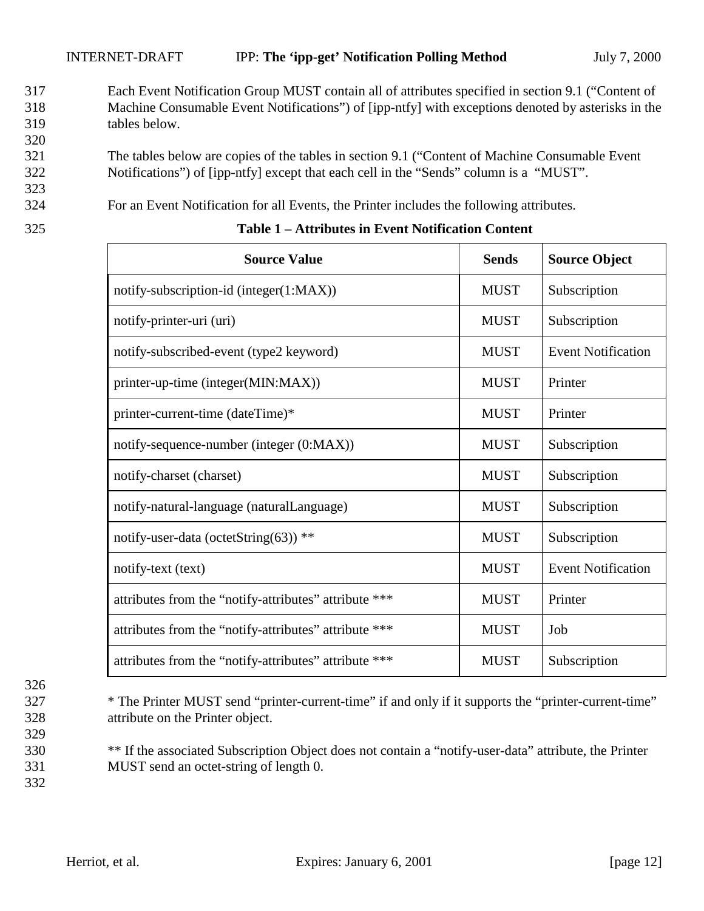Each Event Notification Group MUST contain all of attributes specified in section 9.1 ("Content of Machine Consumable Event Notifications") of [ipp-ntfy] with exceptions denoted by asterisks in the tables below.

The tables below are copies of the tables in section 9.1 ("Content of Machine Consumable Event Notifications") of [ipp-ntfy] except that each cell in the "Sends" column is a "MUST".

For an Event Notification for all Events, the Printer includes the following attributes.

**Table 1 – Attributes in Event Notification Content**

| Source Value | Sends | Source Object |
|---|---|---|
| notify-subscription-id (integer(1:MAX)) | MUST | Subscription |
| notify-printer-uri (uri) | MUST | Subscription |
| notify-subscribed-event (type2 keyword) | MUST | Event Notification |
| printer-up-time (integer(MIN:MAX)) | MUST | Printer |
| printer-current-time (dateTime)* | MUST | Printer |
| notify-sequence-number (integer (0:MAX)) | MUST | Subscription |
| notify-charset (charset) | MUST | Subscription |
| notify-natural-language (naturalLanguage) | MUST | Subscription |
| notify-user-data (octetString(63)) ** | MUST | Subscription |
| notify-text (text) | MUST | Event Notification |
| attributes from the "notify-attributes" attribute *** | MUST | Printer |
| attributes from the "notify-attributes" attribute *** | MUST | Job |
| attributes from the "notify-attributes" attribute *** | MUST | Subscription |

* The Printer MUST send "printer-current-time" if and only if it supports the "printer-current-time" attribute on the Printer object.

** If the associated Subscription Object does not contain a "notify-user-data" attribute, the Printer MUST send an octet-string of length 0.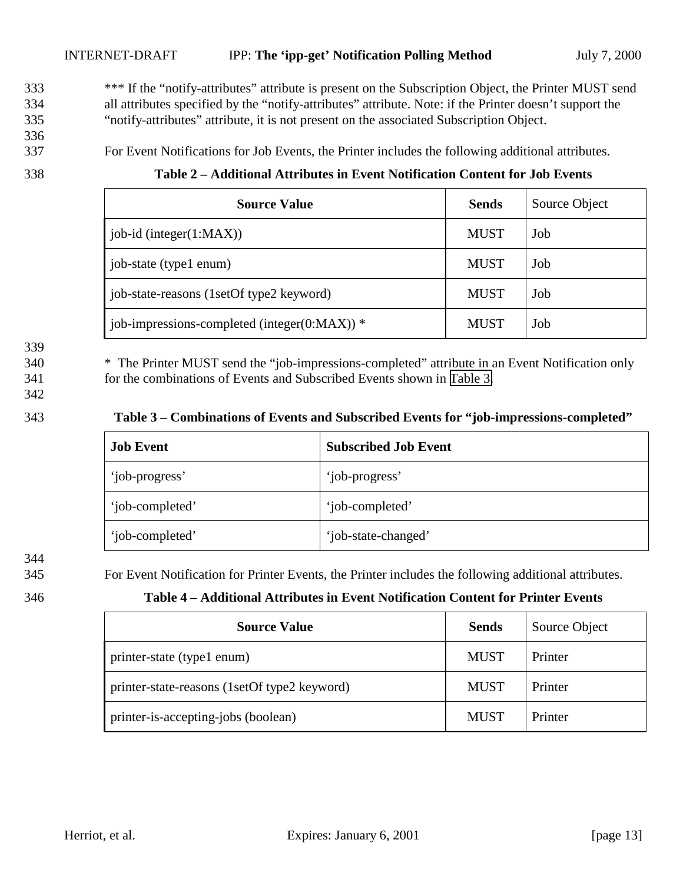*** If the "notify-attributes" attribute is present on the Subscription Object, the Printer MUST send all attributes specified by the "notify-attributes" attribute. Note: if the Printer doesn't support the "notify-attributes" attribute, it is not present on the associated Subscription Object.

For Event Notifications for Job Events, the Printer includes the following additional attributes.

**Table 2 – Additional Attributes in Event Notification Content for Job Events**

| Source Value | Sends | Source Object |
|---|---|---|
| job-id (integer(1:MAX)) | MUST | Job |
| job-state (type1 enum) | MUST | Job |
| job-state-reasons (1setOf type2 keyword) | MUST | Job |
| job-impressions-completed (integer(0:MAX)) * | MUST | Job |

* The Printer MUST send the "job-impressions-completed" attribute in an Event Notification only for the combinations of Events and Subscribed Events shown in Table 3.

**Table 3 – Combinations of Events and Subscribed Events for "job-impressions-completed"**

| Job Event | Subscribed Job Event |
|---|---|
| 'job-progress' | 'job-progress' |
| 'job-completed' | 'job-completed' |
| 'job-completed' | 'job-state-changed' |

For Event Notification for Printer Events, the Printer includes the following additional attributes.

**Table 4 – Additional Attributes in Event Notification Content for Printer Events**

| Source Value | Sends | Source Object |
|---|---|---|
| printer-state (type1 enum) | MUST | Printer |
| printer-state-reasons (1setOf type2 keyword) | MUST | Printer |
| printer-is-accepting-jobs (boolean) | MUST | Printer |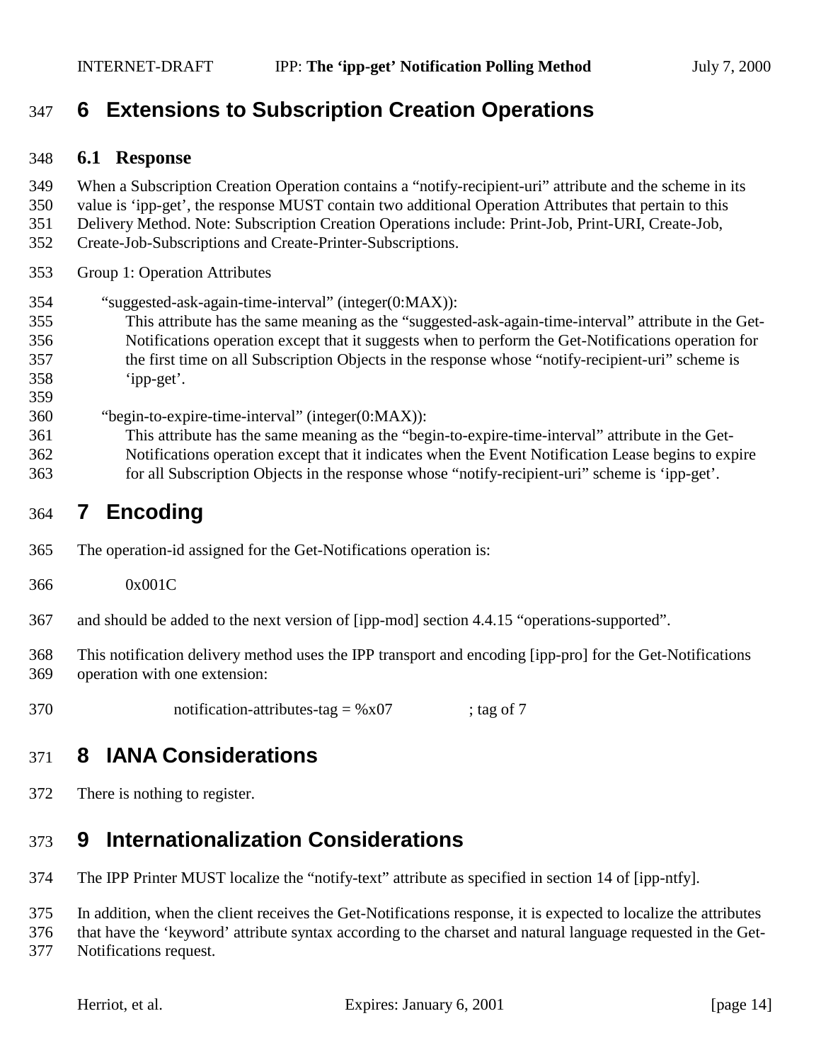# 6 Extensions to Subscription Creation Operations

## 6.1 Response

When a Subscription Creation Operation contains a "notify-recipient-uri" attribute and the scheme in its value is 'ipp-get', the response MUST contain two additional Operation Attributes that pertain to this Delivery Method. Note: Subscription Creation Operations include: Print-Job, Print-URI, Create-Job, Create-Job-Subscriptions and Create-Printer-Subscriptions.

Group 1: Operation Attributes

"suggested-ask-again-time-interval" (integer(0:MAX)):
: This attribute has the same meaning as the "suggested-ask-again-time-interval" attribute in the Get-Notifications operation except that it suggests when to perform the Get-Notifications operation for the first time on all Subscription Objects in the response whose "notify-recipient-uri" scheme is 'ipp-get'.

"begin-to-expire-time-interval" (integer(0:MAX)):
: This attribute has the same meaning as the "begin-to-expire-time-interval" attribute in the Get-Notifications operation except that it indicates when the Event Notification Lease begins to expire for all Subscription Objects in the response whose "notify-recipient-uri" scheme is 'ipp-get'.

# 7 Encoding

The operation-id assigned for the Get-Notifications operation is:

0x001C

and should be added to the next version of [ipp-mod] section 4.4.15 "operations-supported".

This notification delivery method uses the IPP transport and encoding [ipp-pro] for the Get-Notifications operation with one extension:

```
notification-attributes-tag = %x07          ; tag of 7
```

# 8 IANA Considerations

There is nothing to register.

# 9 Internationalization Considerations

The IPP Printer MUST localize the "notify-text" attribute as specified in section 14 of [ipp-ntfy].

In addition, when the client receives the Get-Notifications response, it is expected to localize the attributes that have the 'keyword' attribute syntax according to the charset and natural language requested in the Get-Notifications request.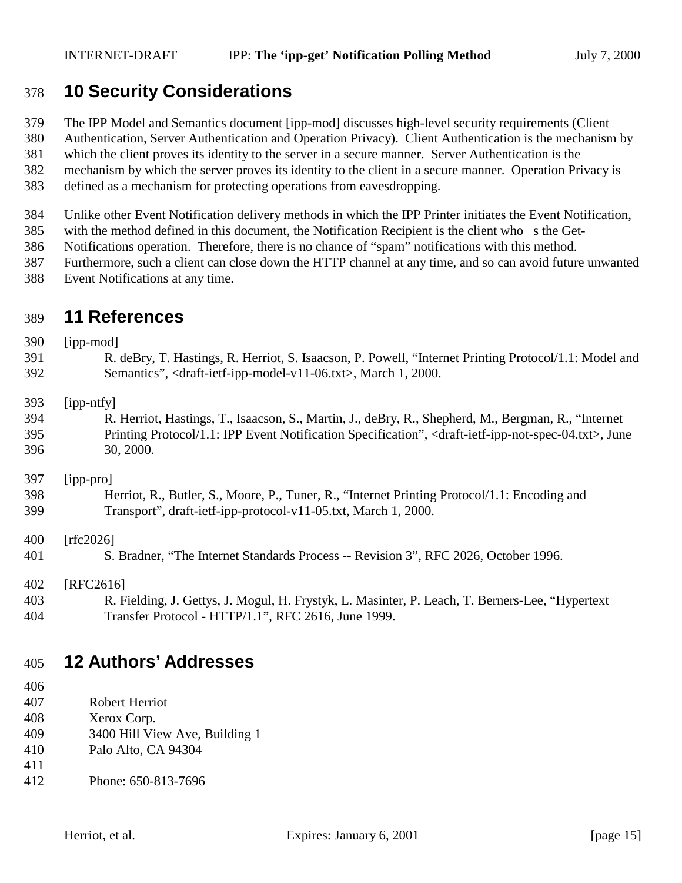# 10 Security Considerations

The IPP Model and Semantics document [ipp-mod] discusses high-level security requirements (Client Authentication, Server Authentication and Operation Privacy). Client Authentication is the mechanism by which the client proves its identity to the server in a secure manner. Server Authentication is the mechanism by which the server proves its identity to the client in a secure manner. Operation Privacy is defined as a mechanism for protecting operations from eavesdropping.

Unlike other Event Notification delivery methods in which the IPP Printer initiates the Event Notification, with the method defined in this document, the Notification Recipient is the client who s the Get-Notifications operation. Therefore, there is no chance of "spam" notifications with this method. Furthermore, such a client can close down the HTTP channel at any time, and so can avoid future unwanted Event Notifications at any time.

# 11 References

[ipp-mod]
R. deBry, T. Hastings, R. Herriot, S. Isaacson, P. Powell, "Internet Printing Protocol/1.1: Model and Semantics", <draft-ietf-ipp-model-v11-06.txt>, March 1, 2000.

[ipp-ntfy]
R. Herriot, Hastings, T., Isaacson, S., Martin, J., deBry, R., Shepherd, M., Bergman, R., "Internet Printing Protocol/1.1: IPP Event Notification Specification", <draft-ietf-ipp-not-spec-04.txt>, June 30, 2000.

[ipp-pro]
Herriot, R., Butler, S., Moore, P., Tuner, R., "Internet Printing Protocol/1.1: Encoding and Transport", draft-ietf-ipp-protocol-v11-05.txt, March 1, 2000.

[rfc2026]
S. Bradner, "The Internet Standards Process -- Revision 3", RFC 2026, October 1996.

[RFC2616]
R. Fielding, J. Gettys, J. Mogul, H. Frystyk, L. Masinter, P. Leach, T. Berners-Lee, "Hypertext Transfer Protocol - HTTP/1.1", RFC 2616, June 1999.

# 12 Authors' Addresses

Robert Herriot
Xerox Corp.
3400 Hill View Ave, Building 1
Palo Alto, CA 94304

Phone: 650-813-7696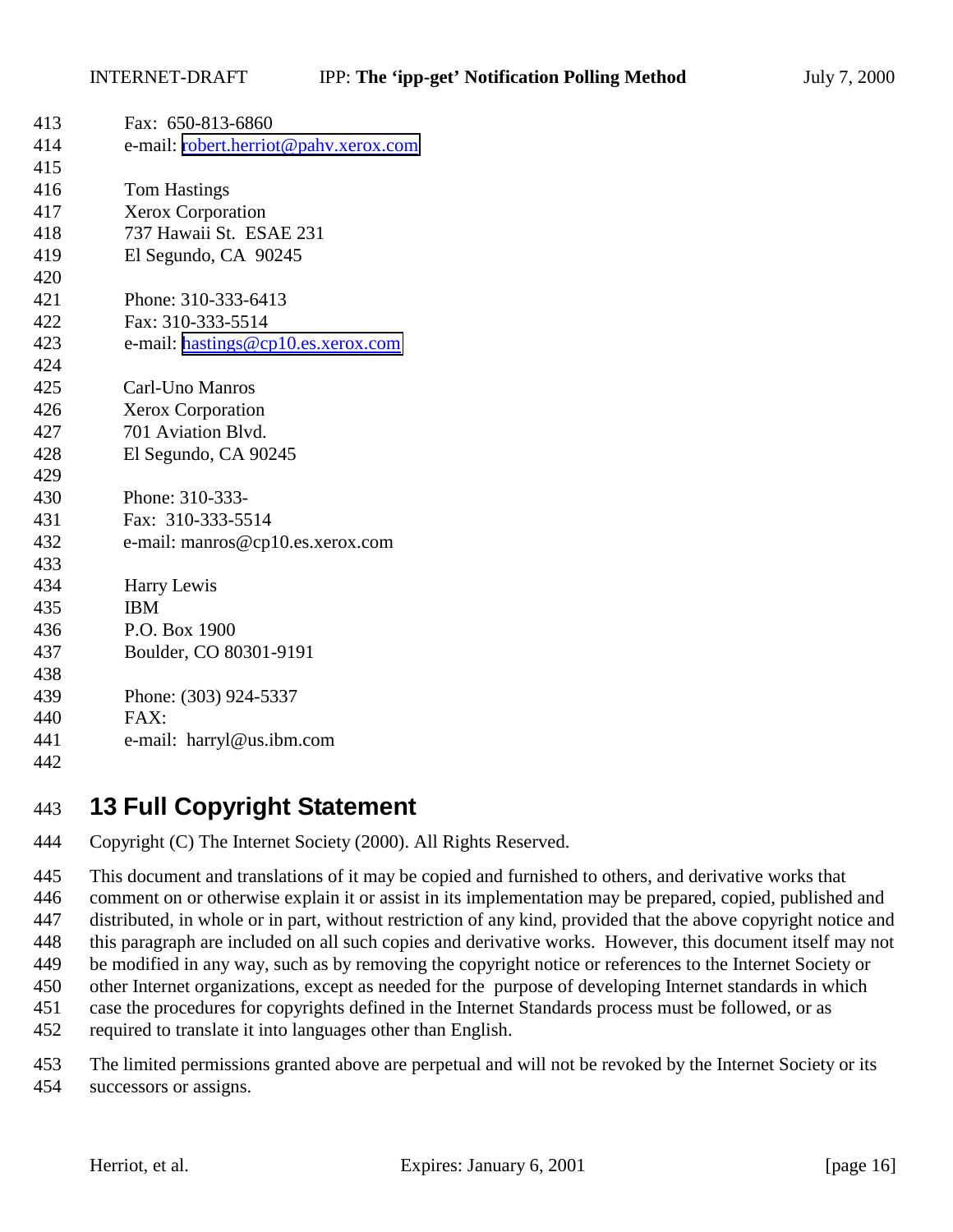Fax:  650-813-6860
e-mail: robert.herriot@pahv.xerox.com

Tom Hastings
Xerox Corporation
737 Hawaii St.  ESAE 231
El Segundo, CA  90245

Phone: 310-333-6413
Fax: 310-333-5514
e-mail: hastings@cp10.es.xerox.com

Carl-Uno Manros
Xerox Corporation
701 Aviation Blvd.
El Segundo, CA 90245

Phone: 310-333-
Fax:  310-333-5514
e-mail: manros@cp10.es.xerox.com

Harry Lewis
IBM
P.O. Box 1900
Boulder, CO 80301-9191

Phone: (303) 924-5337
FAX:
e-mail:  harryl@us.ibm.com

# 13 Full Copyright Statement

Copyright (C) The Internet Society (2000). All Rights Reserved.

This document and translations of it may be copied and furnished to others, and derivative works that comment on or otherwise explain it or assist in its implementation may be prepared, copied, published and distributed, in whole or in part, without restriction of any kind, provided that the above copyright notice and this paragraph are included on all such copies and derivative works.  However, this document itself may not be modified in any way, such as by removing the copyright notice or references to the Internet Society or other Internet organizations, except as needed for the  purpose of developing Internet standards in which case the procedures for copyrights defined in the Internet Standards process must be followed, or as required to translate it into languages other than English.

The limited permissions granted above are perpetual and will not be revoked by the Internet Society or its successors or assigns.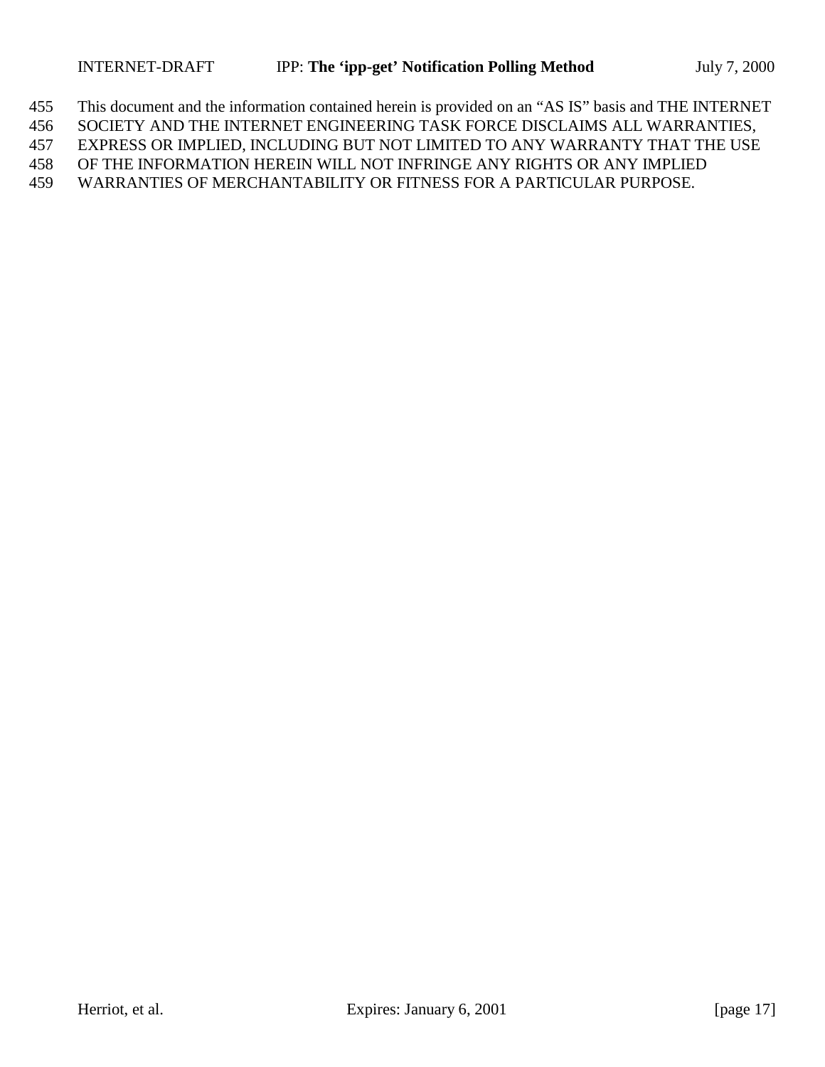This document and the information contained herein is provided on an "AS IS" basis and THE INTERNET SOCIETY AND THE INTERNET ENGINEERING TASK FORCE DISCLAIMS ALL WARRANTIES, EXPRESS OR IMPLIED, INCLUDING BUT NOT LIMITED TO ANY WARRANTY THAT THE USE OF THE INFORMATION HEREIN WILL NOT INFRINGE ANY RIGHTS OR ANY IMPLIED WARRANTIES OF MERCHANTABILITY OR FITNESS FOR A PARTICULAR PURPOSE.